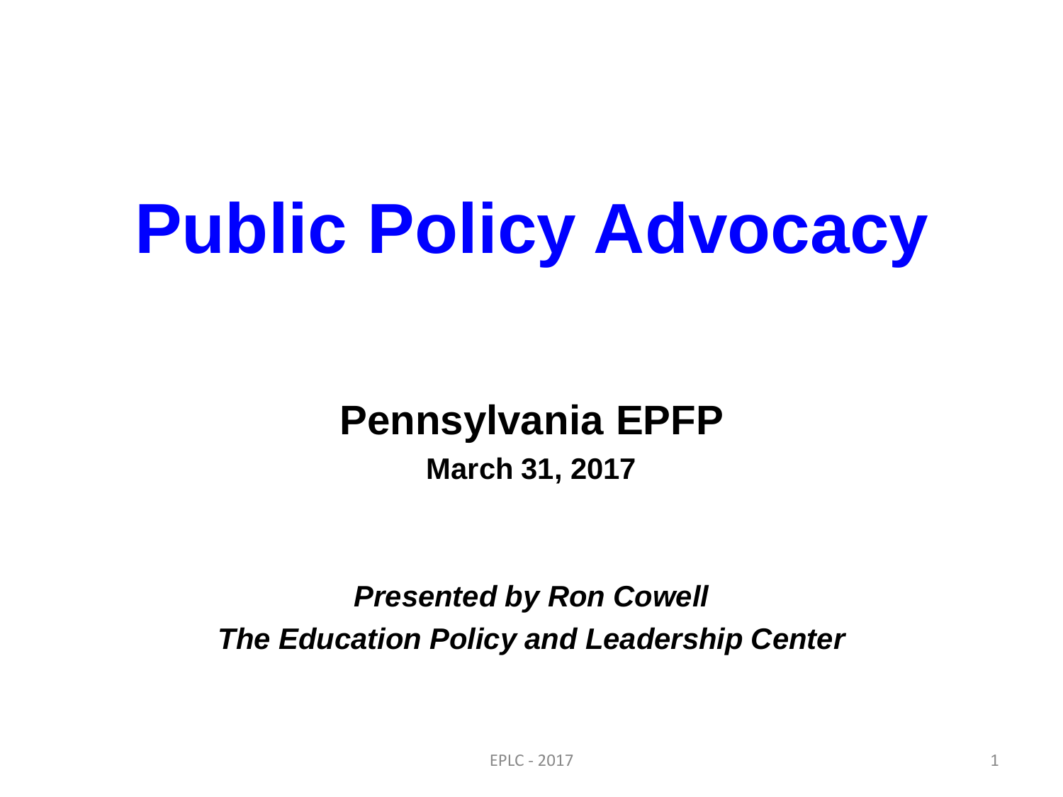# Public Policy Advocacy

## Pennsylvania EPFP

**March 31, 2017**

***Presented by Ron Cowell***

***The Education Policy and Leadership Center***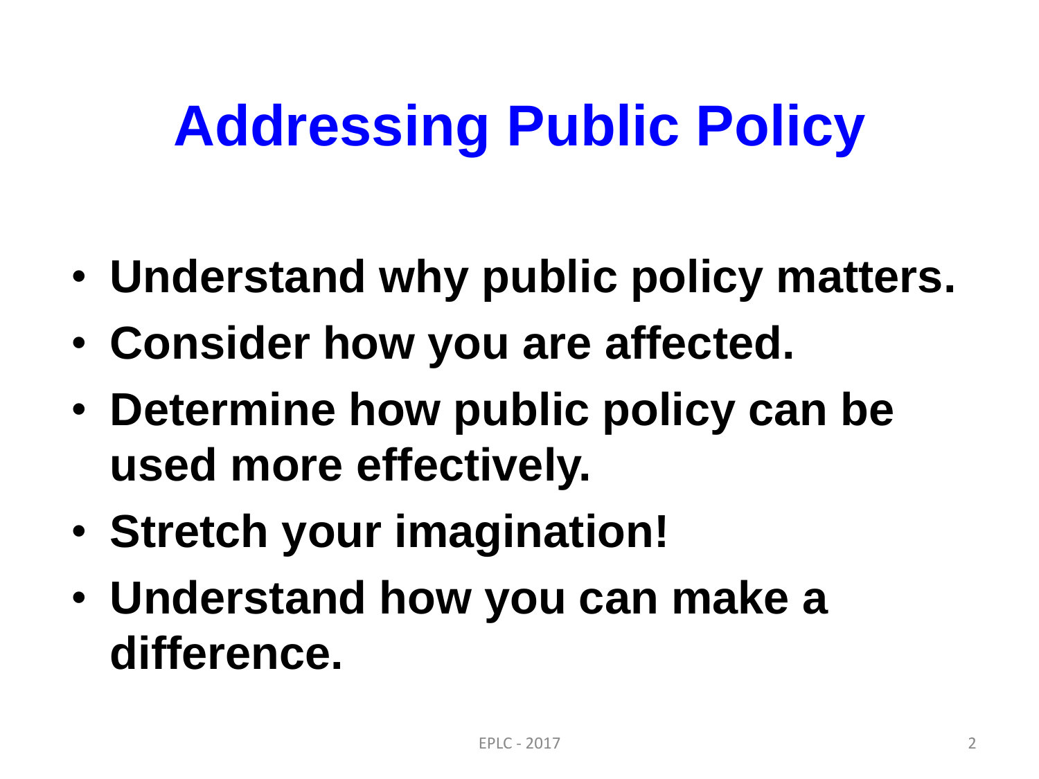# Addressing Public Policy

- **Understand why public policy matters.**
- **Consider how you are affected.**
- **Determine how public policy can be used more effectively.**
- **Stretch your imagination!**
- **Understand how you can make a difference.**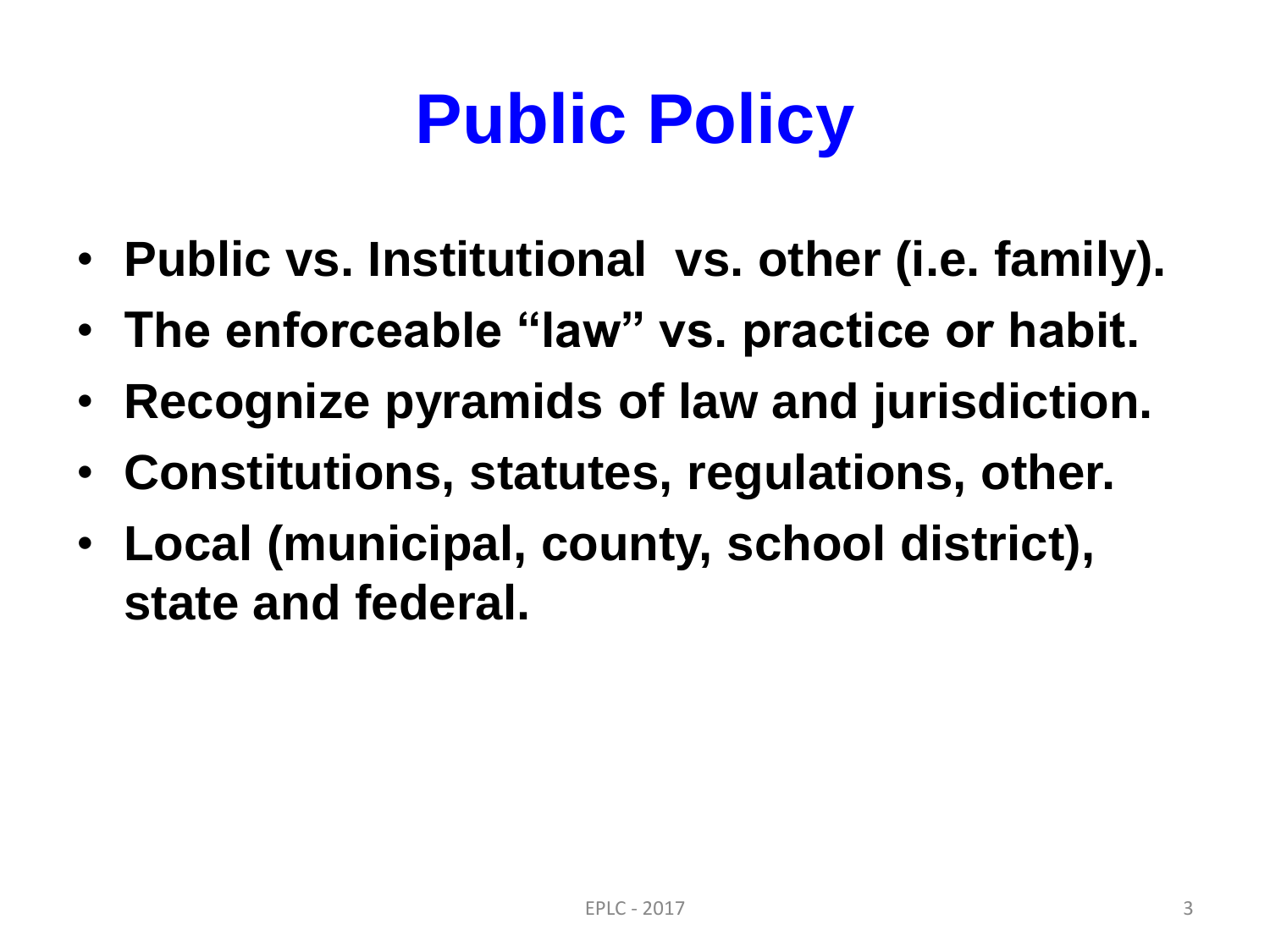# Public Policy

- **Public vs. Institutional vs. other (i.e. family).**
- **The enforceable "law" vs. practice or habit.**
- **Recognize pyramids of law and jurisdiction.**
- **Constitutions, statutes, regulations, other.**
- **Local (municipal, county, school district), state and federal.**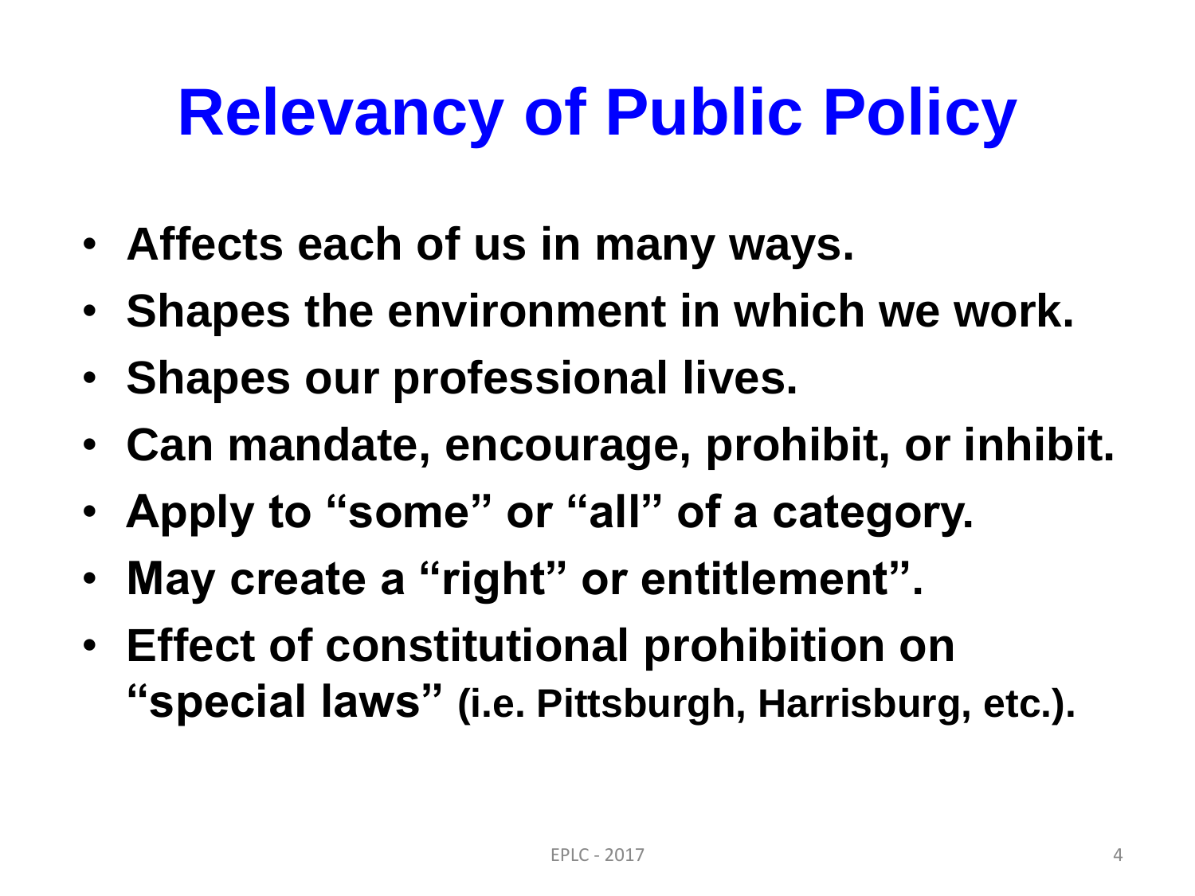# Relevancy of Public Policy

- **Affects each of us in many ways.**
- **Shapes the environment in which we work.**
- **Shapes our professional lives.**
- **Can mandate, encourage, prohibit, or inhibit.**
- **Apply to "some" or "all" of a category.**
- **May create a "right" or entitlement".**
- **Effect of constitutional prohibition on "special laws" (i.e. Pittsburgh, Harrisburg, etc.).**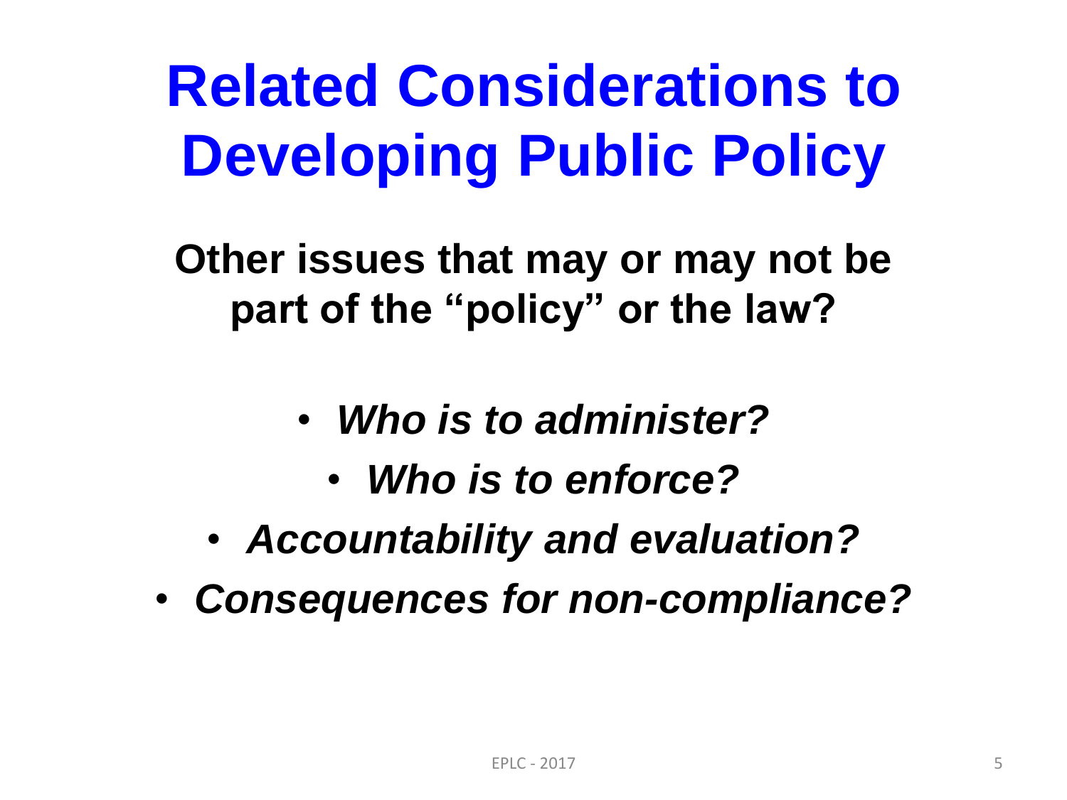# Related Considerations to Developing Public Policy

**Other issues that may or may not be part of the "policy" or the law?**

- ***Who is to administer?***
- ***Who is to enforce?***
- ***Accountability and evaluation?***
- ***Consequences for non-compliance?***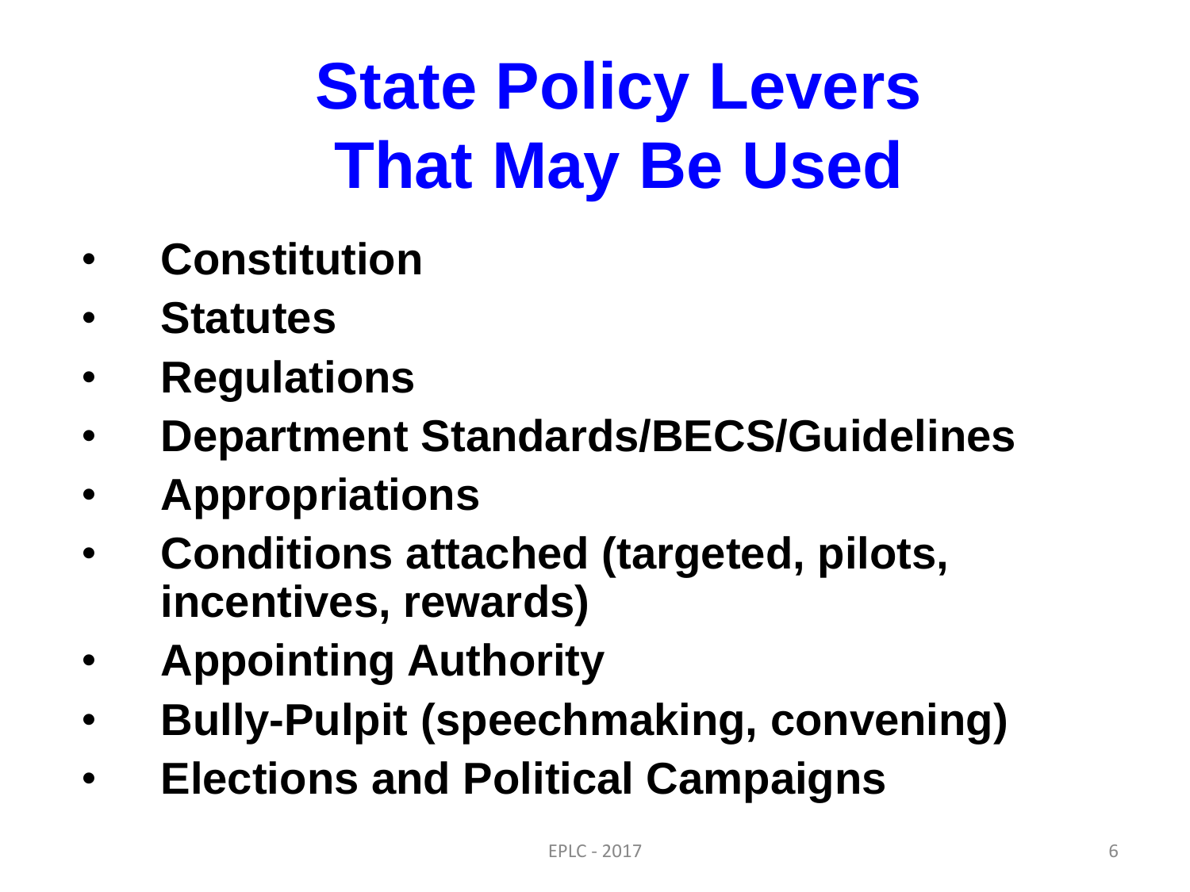# State Policy Levers That May Be Used

- **Constitution**
- **Statutes**
- **Regulations**
- **Department Standards/BECS/Guidelines**
- **Appropriations**
- **Conditions attached (targeted, pilots, incentives, rewards)**
- **Appointing Authority**
- **Bully-Pulpit (speechmaking, convening)**
- **Elections and Political Campaigns**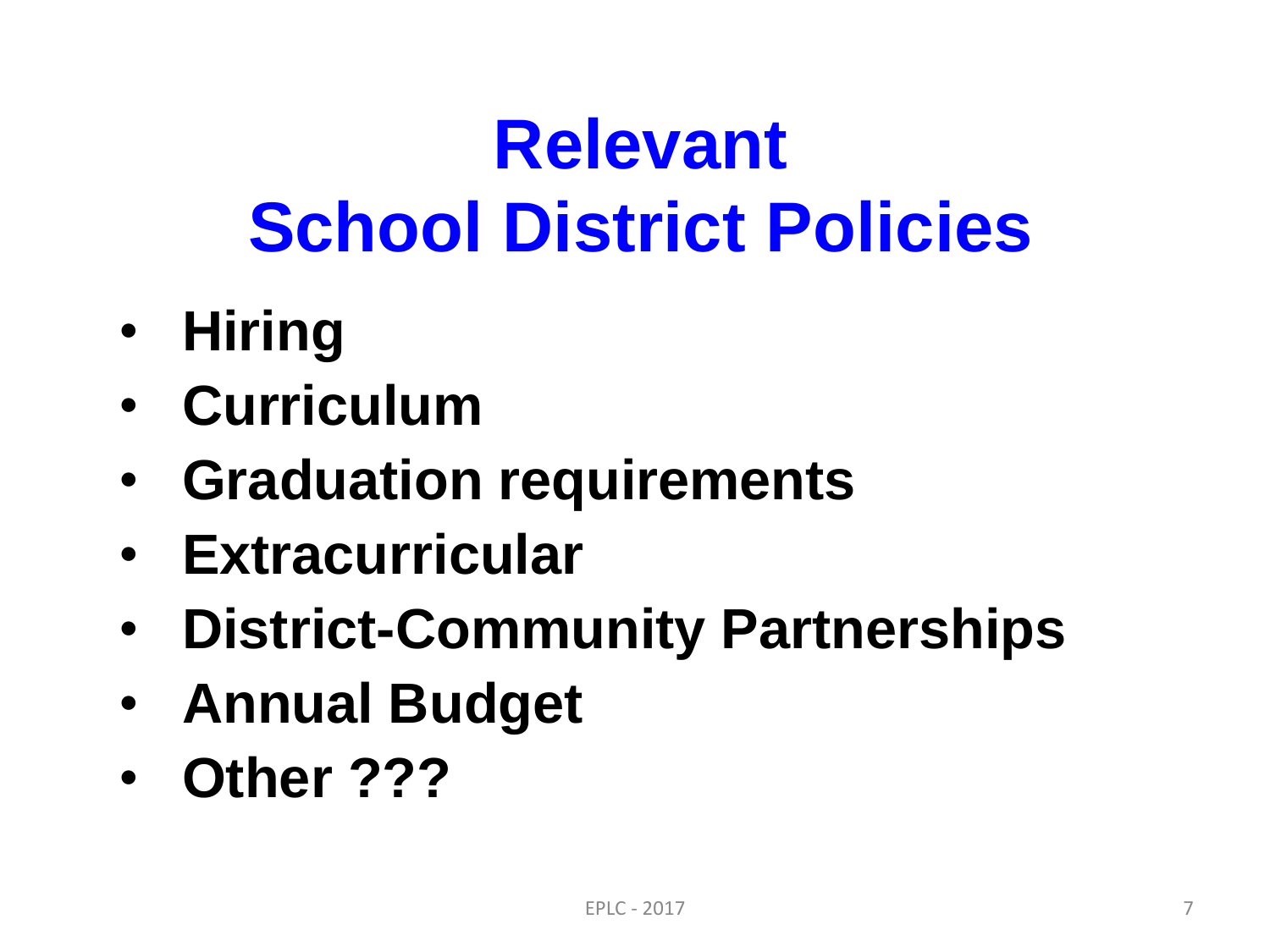# Relevant
# School District Policies

- **Hiring**
- **Curriculum**
- **Graduation requirements**
- **Extracurricular**
- **District-Community Partnerships**
- **Annual Budget**
- **Other ???**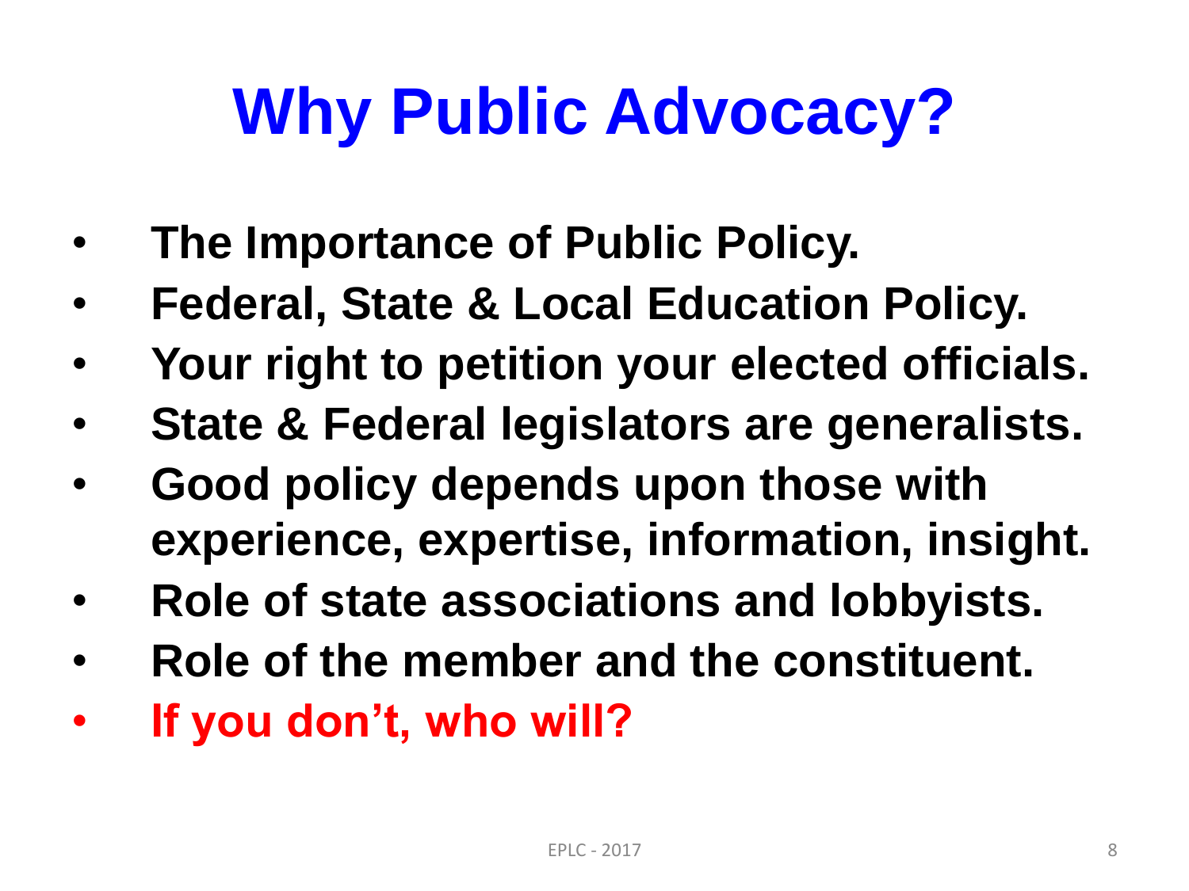# Why Public Advocacy?

- **The Importance of Public Policy.**
- **Federal, State & Local Education Policy.**
- **Your right to petition your elected officials.**
- **State & Federal legislators are generalists.**
- **Good policy depends upon those with experience, expertise, information, insight.**
- **Role of state associations and lobbyists.**
- **Role of the member and the constituent.**
- **If you don't, who will?**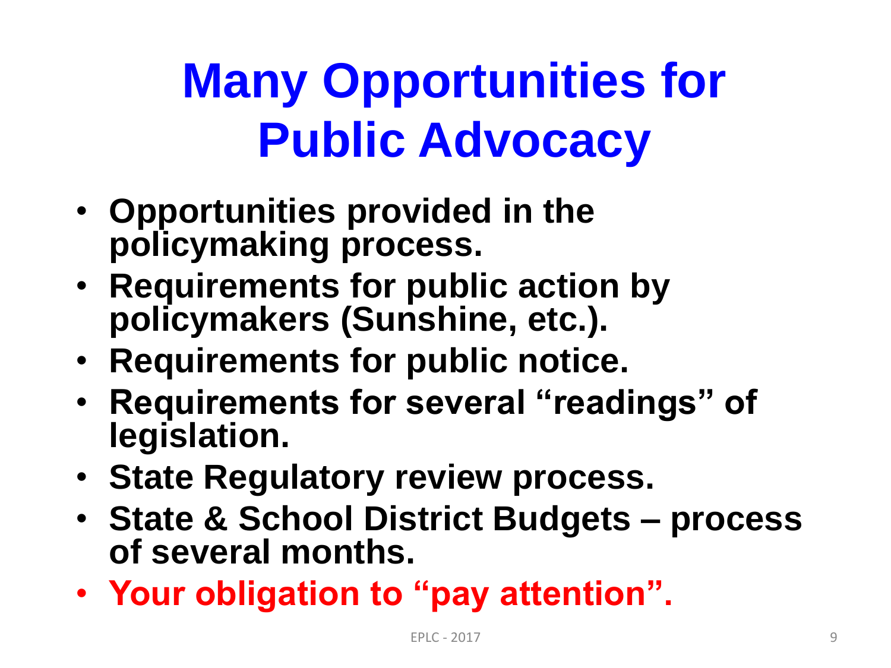# Many Opportunities for Public Advocacy

- **Opportunities provided in the policymaking process.**
- **Requirements for public action by policymakers (Sunshine, etc.).**
- **Requirements for public notice.**
- **Requirements for several "readings" of legislation.**
- **State Regulatory review process.**
- **State & School District Budgets – process of several months.**
- **Your obligation to "pay attention".**

EPLC - 2017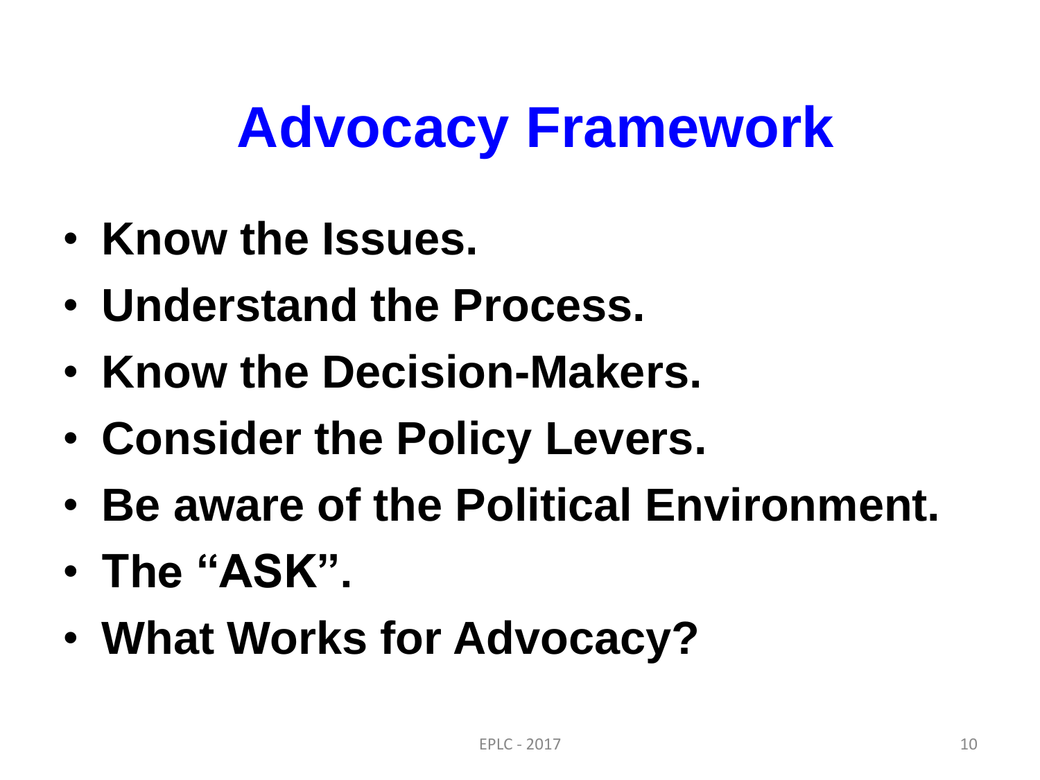# Advocacy Framework

- **Know the Issues.**
- **Understand the Process.**
- **Know the Decision-Makers.**
- **Consider the Policy Levers.**
- **Be aware of the Political Environment.**
- **The "ASK".**
- **What Works for Advocacy?**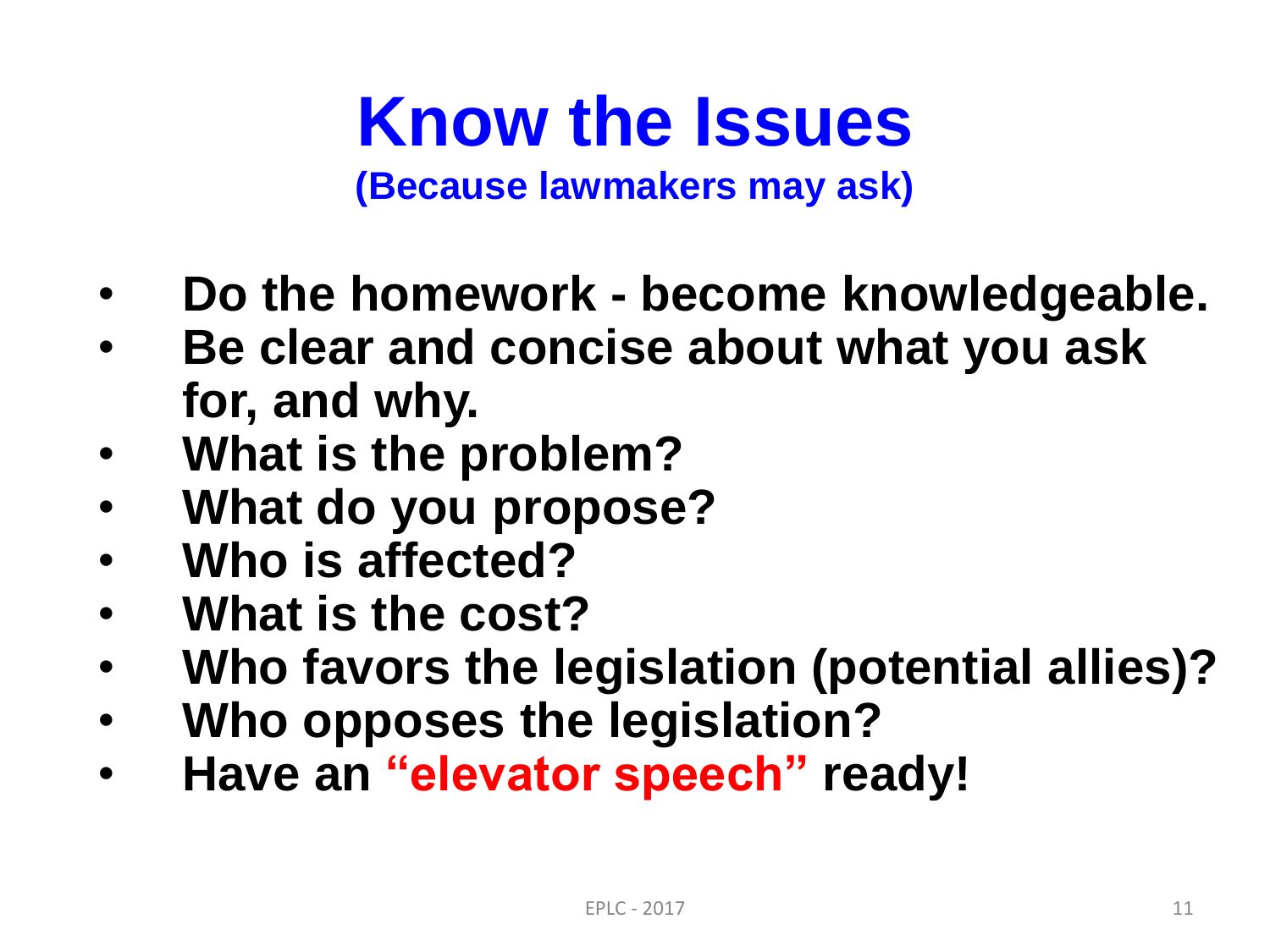# Know the Issues

**(Because lawmakers may ask)**

- **Do the homework - become knowledgeable.**
- **Be clear and concise about what you ask for, and why.**
- **What is the problem?**
- **What do you propose?**
- **Who is affected?**
- **What is the cost?**
- **Who favors the legislation (potential allies)?**
- **Who opposes the legislation?**
- **Have an "elevator speech" ready!**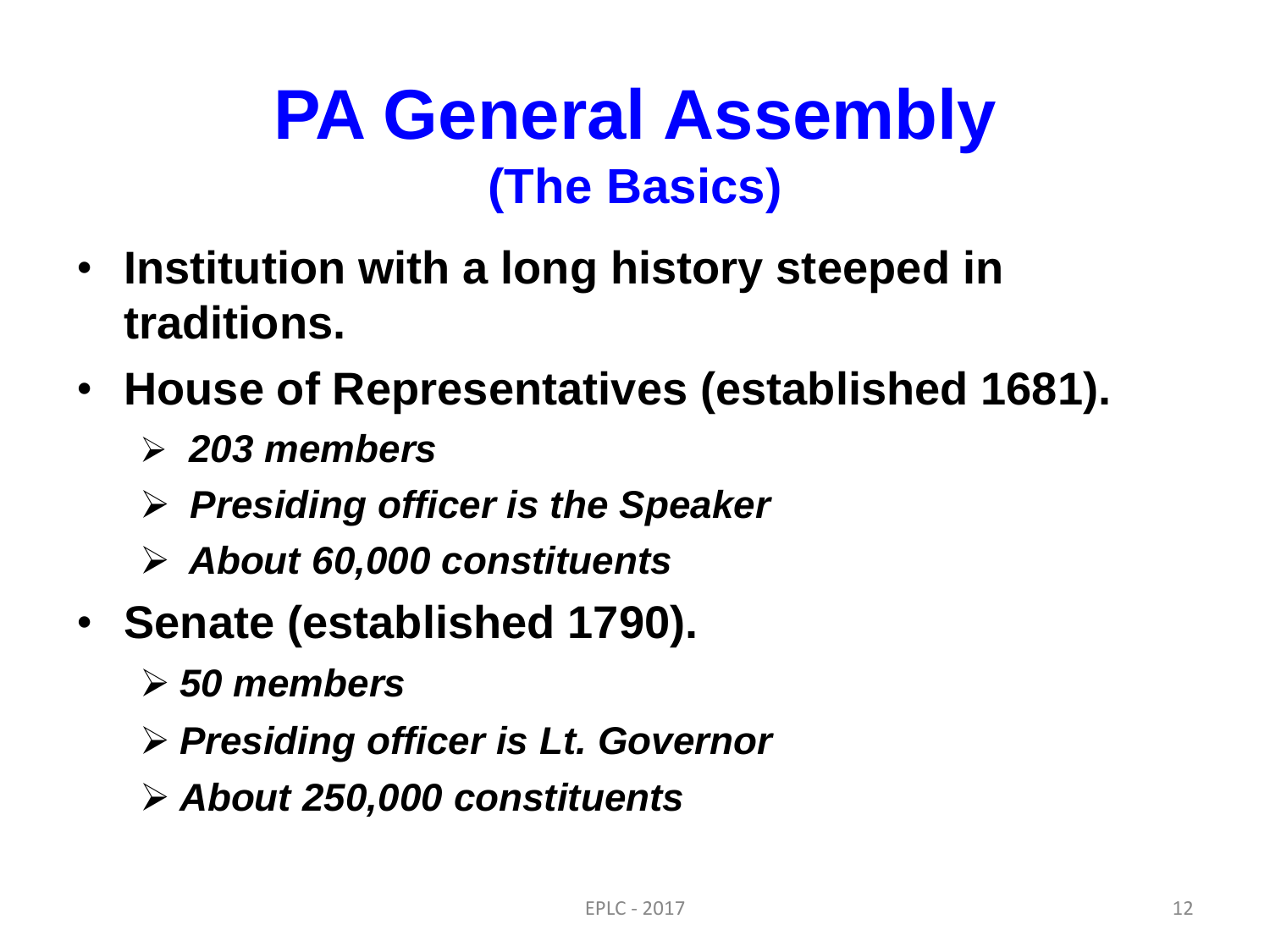# PA General Assembly
## (The Basics)

- **Institution with a long history steeped in traditions.**
- **House of Representatives (established 1681).**
  - ***203 members***
  - ***Presiding officer is the Speaker***
  - ***About 60,000 constituents***
- **Senate (established 1790).**
  - ***50 members***
  - ***Presiding officer is Lt. Governor***
  - ***About 250,000 constituents***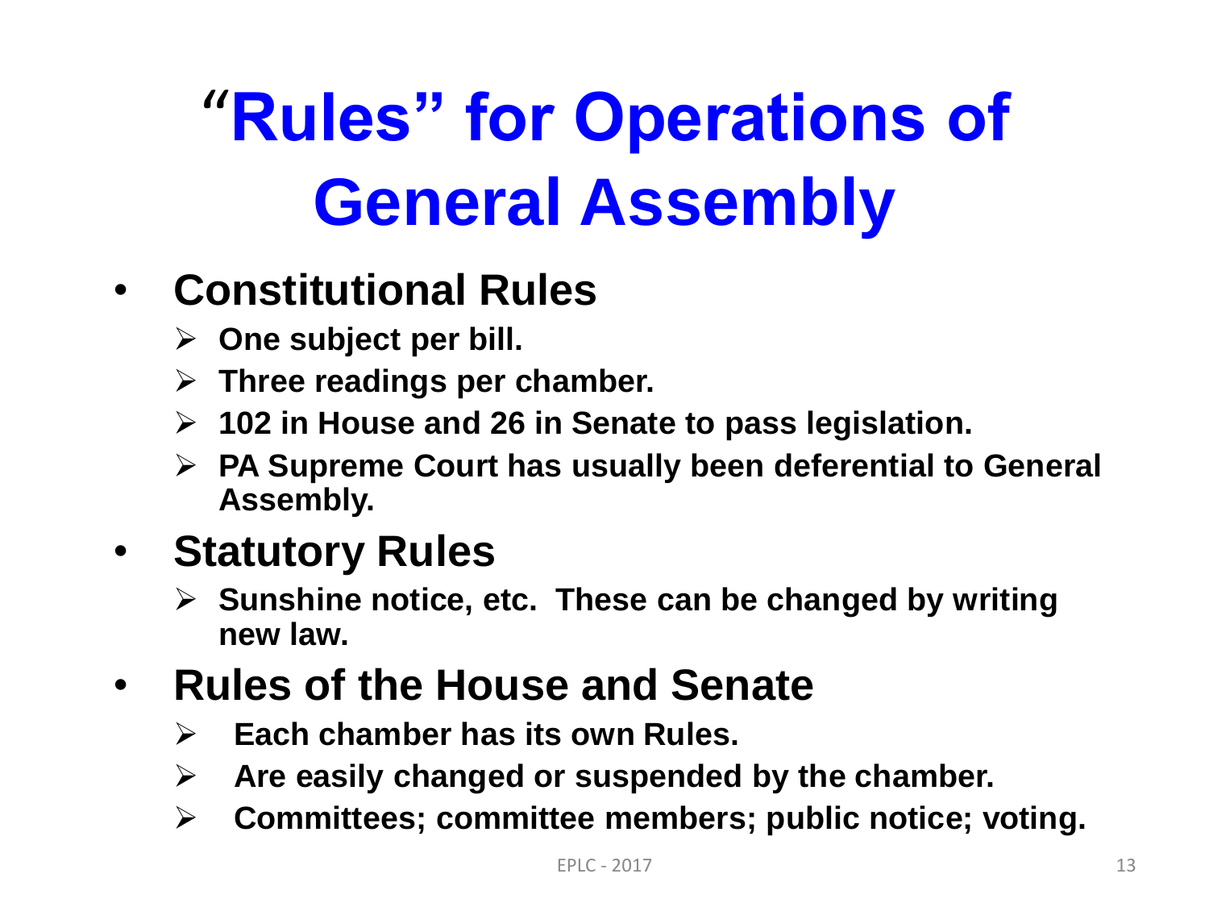# "Rules" for Operations of General Assembly

- **Constitutional Rules**
  - **One subject per bill.**
  - **Three readings per chamber.**
  - **102 in House and 26 in Senate to pass legislation.**
  - **PA Supreme Court has usually been deferential to General Assembly.**
- **Statutory Rules**
  - **Sunshine notice, etc. These can be changed by writing new law.**
- **Rules of the House and Senate**
  - **Each chamber has its own Rules.**
  - **Are easily changed or suspended by the chamber.**
  - **Committees; committee members; public notice; voting.**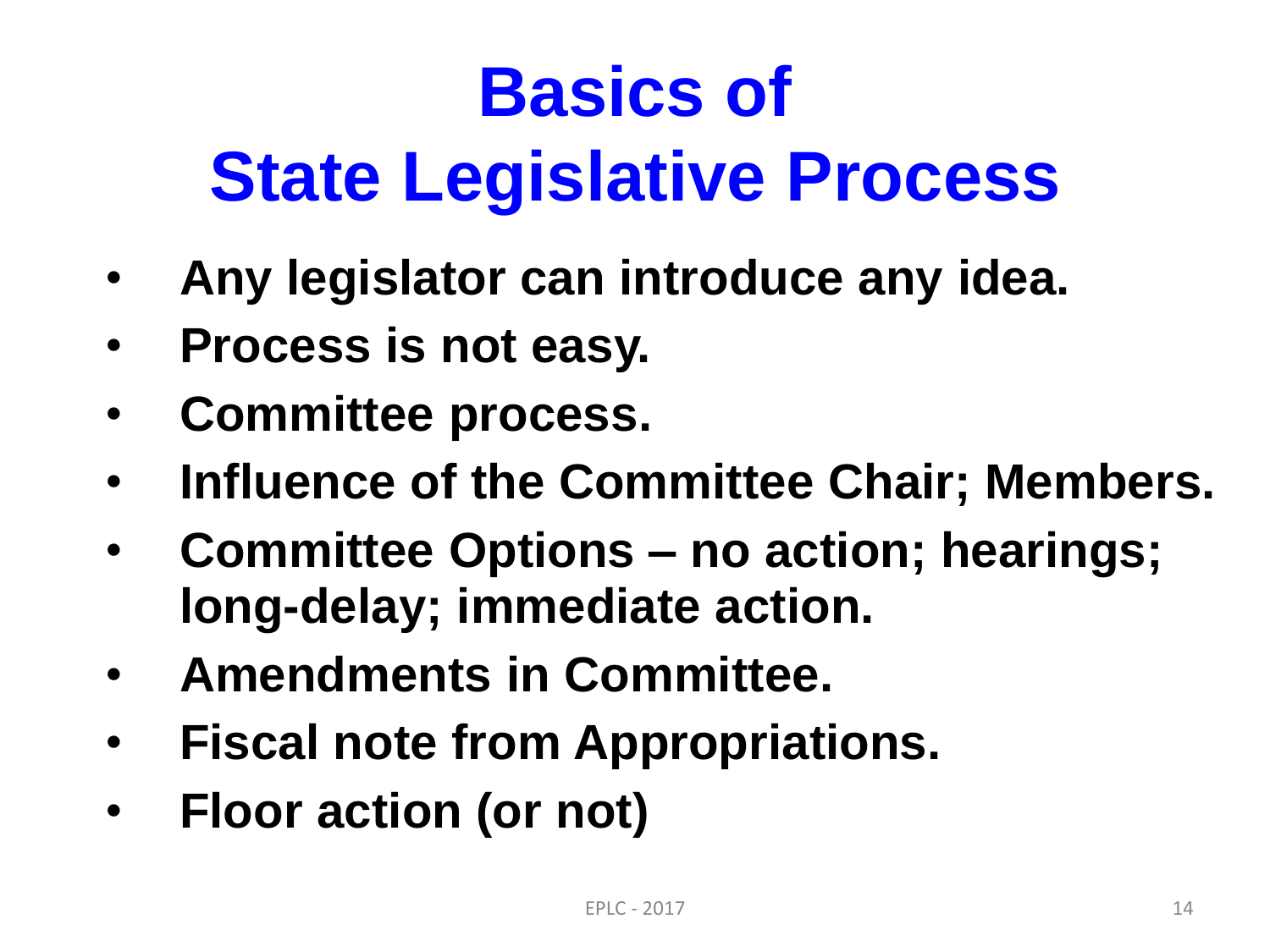# Basics of State Legislative Process

- **Any legislator can introduce any idea.**
- **Process is not easy.**
- **Committee process.**
- **Influence of the Committee Chair; Members.**
- **Committee Options – no action; hearings; long-delay; immediate action.**
- **Amendments in Committee.**
- **Fiscal note from Appropriations.**
- **Floor action (or not)**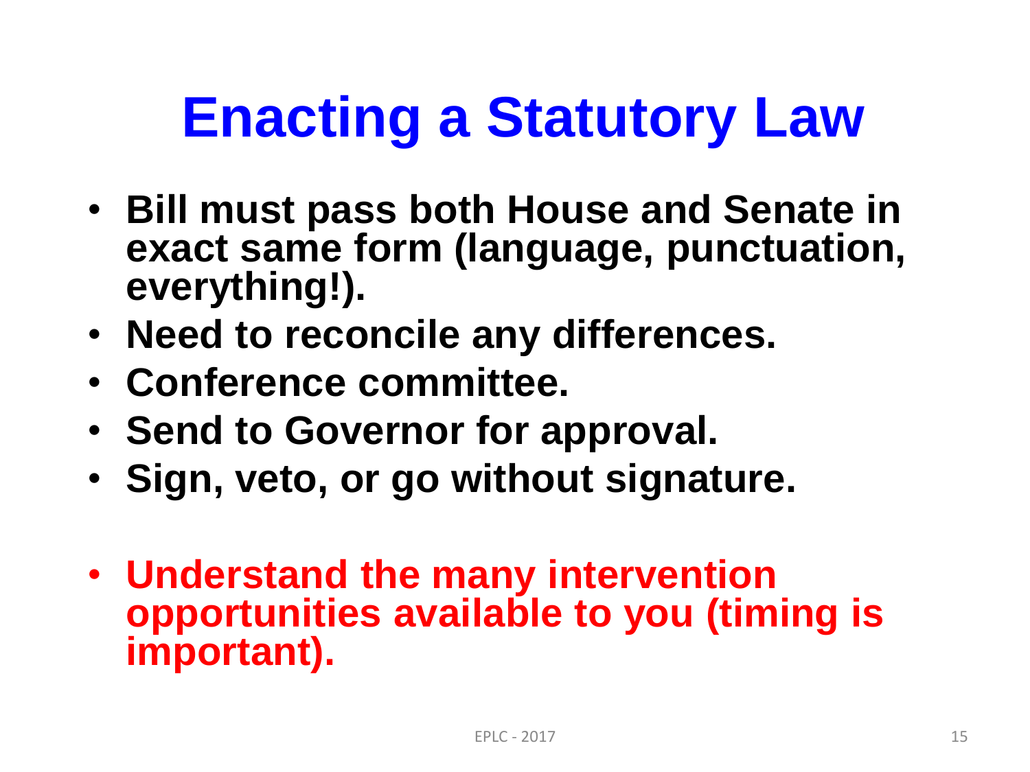# Enacting a Statutory Law

- **Bill must pass both House and Senate in exact same form (language, punctuation, everything!).**
- **Need to reconcile any differences.**
- **Conference committee.**
- **Send to Governor for approval.**
- **Sign, veto, or go without signature.**

- **Understand the many intervention opportunities available to you (timing is important).**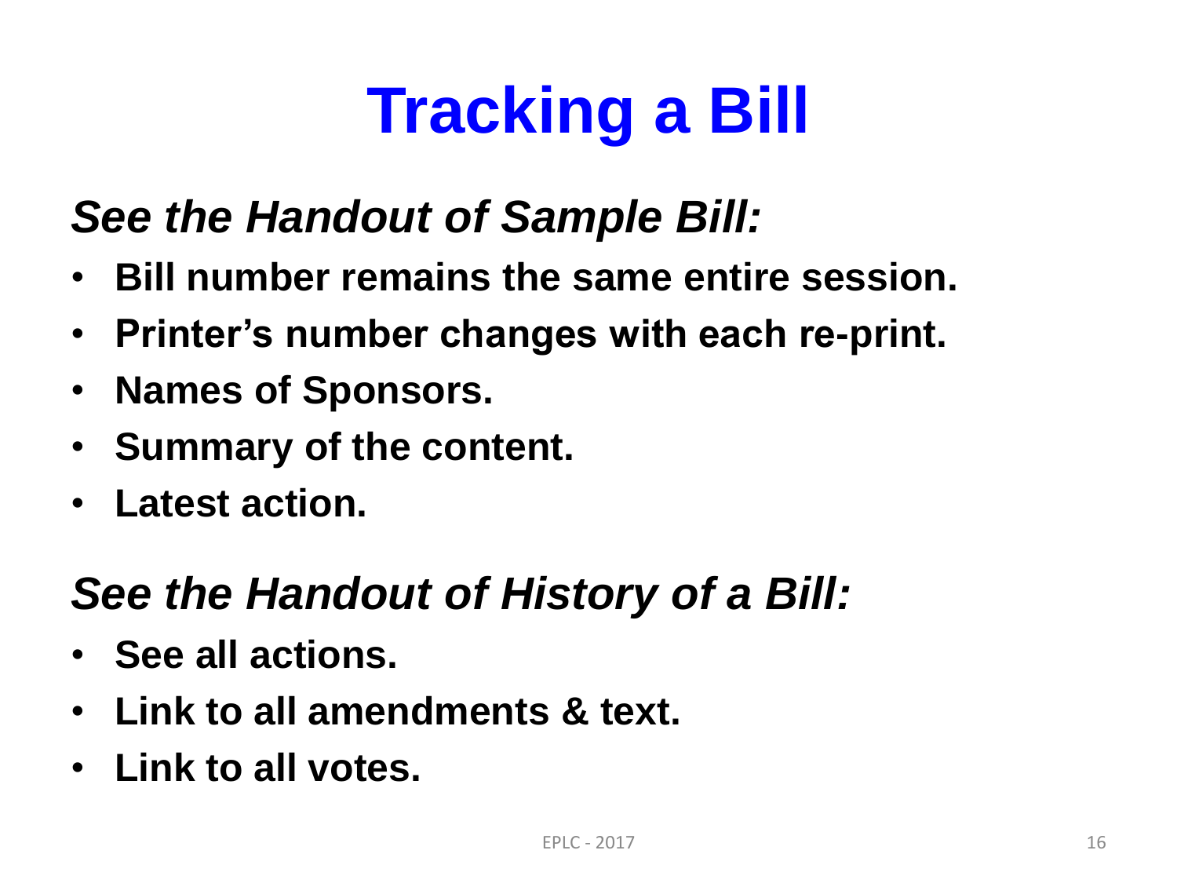# Tracking a Bill

***See the Handout of Sample Bill:***

- **Bill number remains the same entire session.**
- **Printer's number changes with each re-print.**
- **Names of Sponsors.**
- **Summary of the content.**
- **Latest action.**

***See the Handout of History of a Bill:***

- **See all actions.**
- **Link to all amendments & text.**
- **Link to all votes.**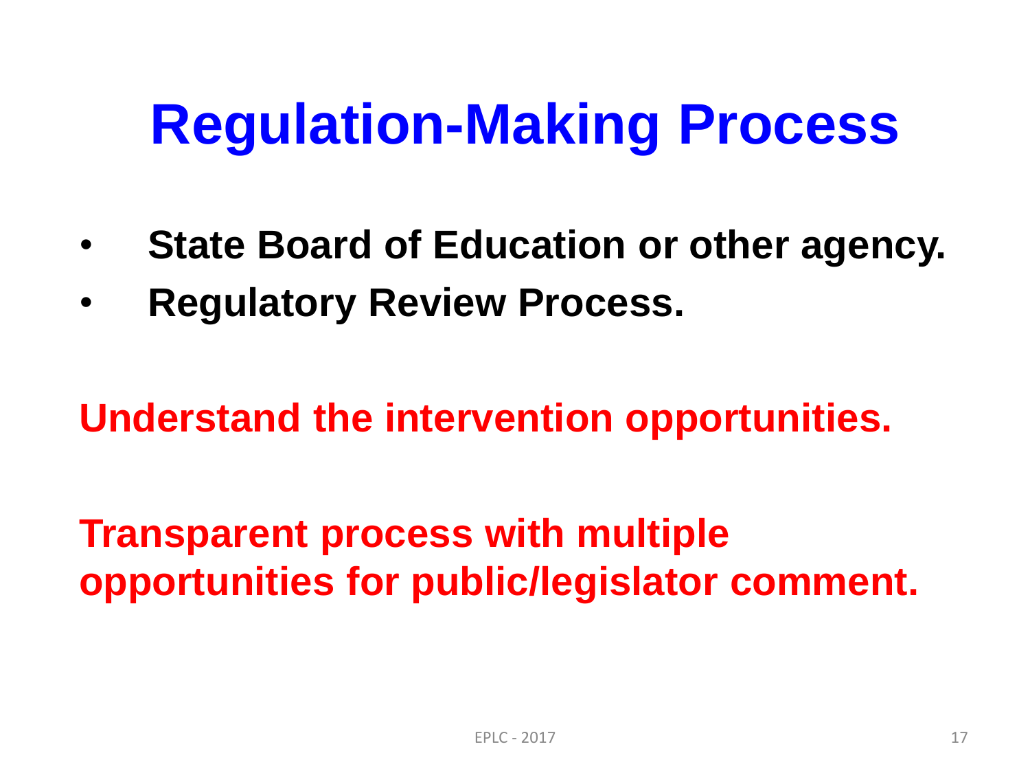# Regulation-Making Process

- **State Board of Education or other agency.**
- **Regulatory Review Process.**

**Understand the intervention opportunities.**

**Transparent process with multiple opportunities for public/legislator comment.**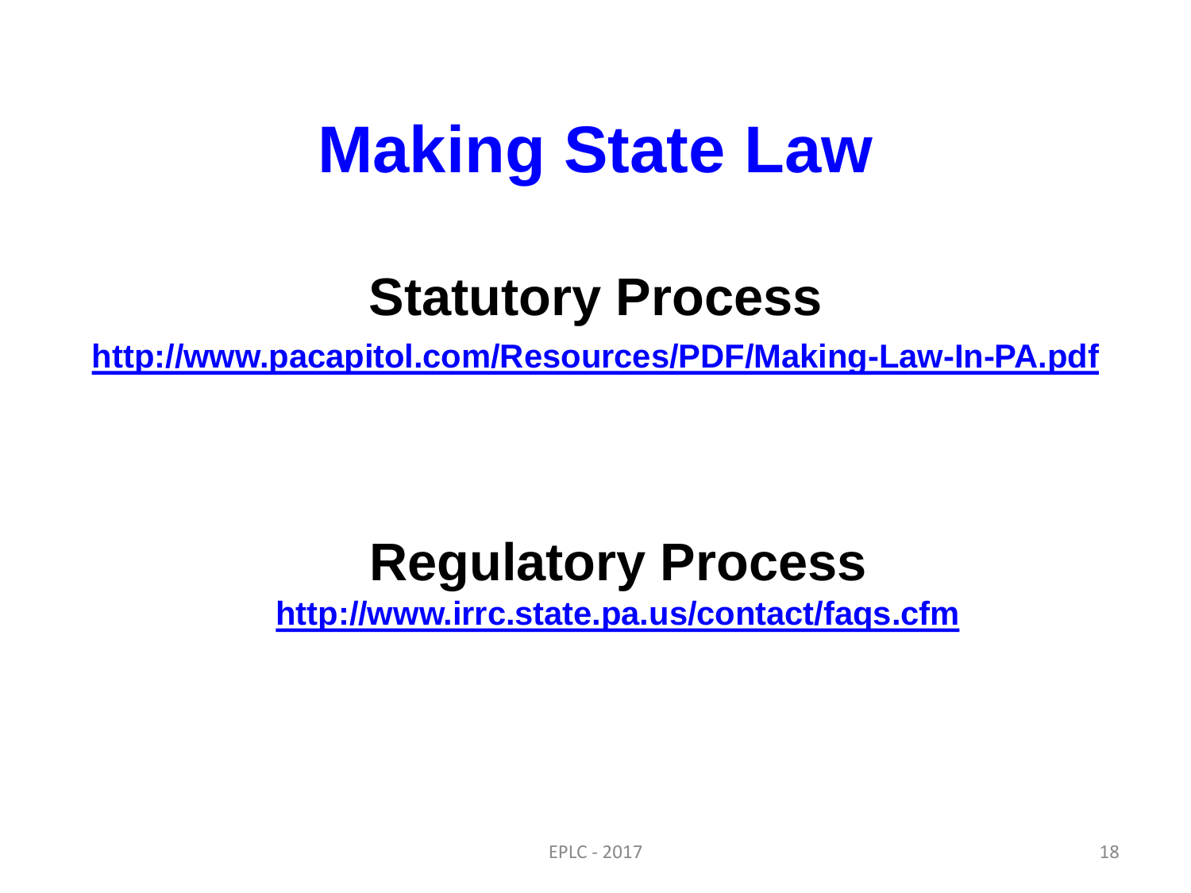# Making State Law

## Statutory Process

http://www.pacapitol.com/Resources/PDF/Making-Law-In-PA.pdf

## Regulatory Process

http://www.irrc.state.pa.us/contact/faqs.cfm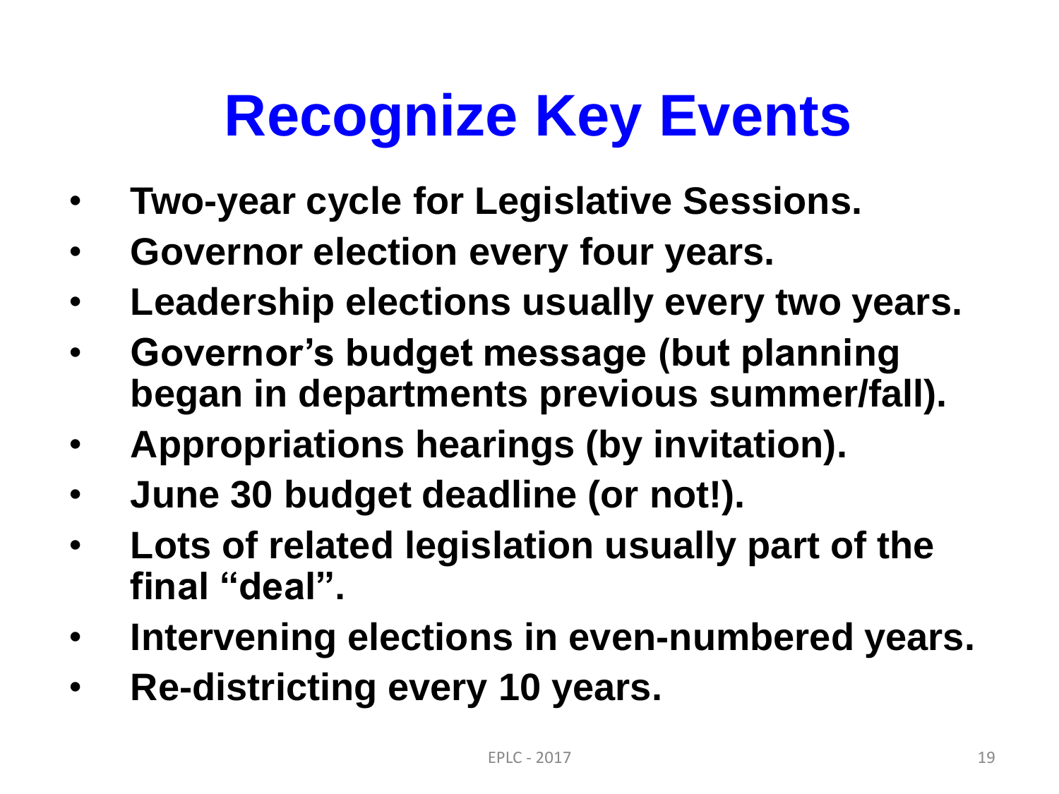# Recognize Key Events

- **Two-year cycle for Legislative Sessions.**
- **Governor election every four years.**
- **Leadership elections usually every two years.**
- **Governor's budget message (but planning began in departments previous summer/fall).**
- **Appropriations hearings (by invitation).**
- **June 30 budget deadline (or not!).**
- **Lots of related legislation usually part of the final "deal".**
- **Intervening elections in even-numbered years.**
- **Re-districting every 10 years.**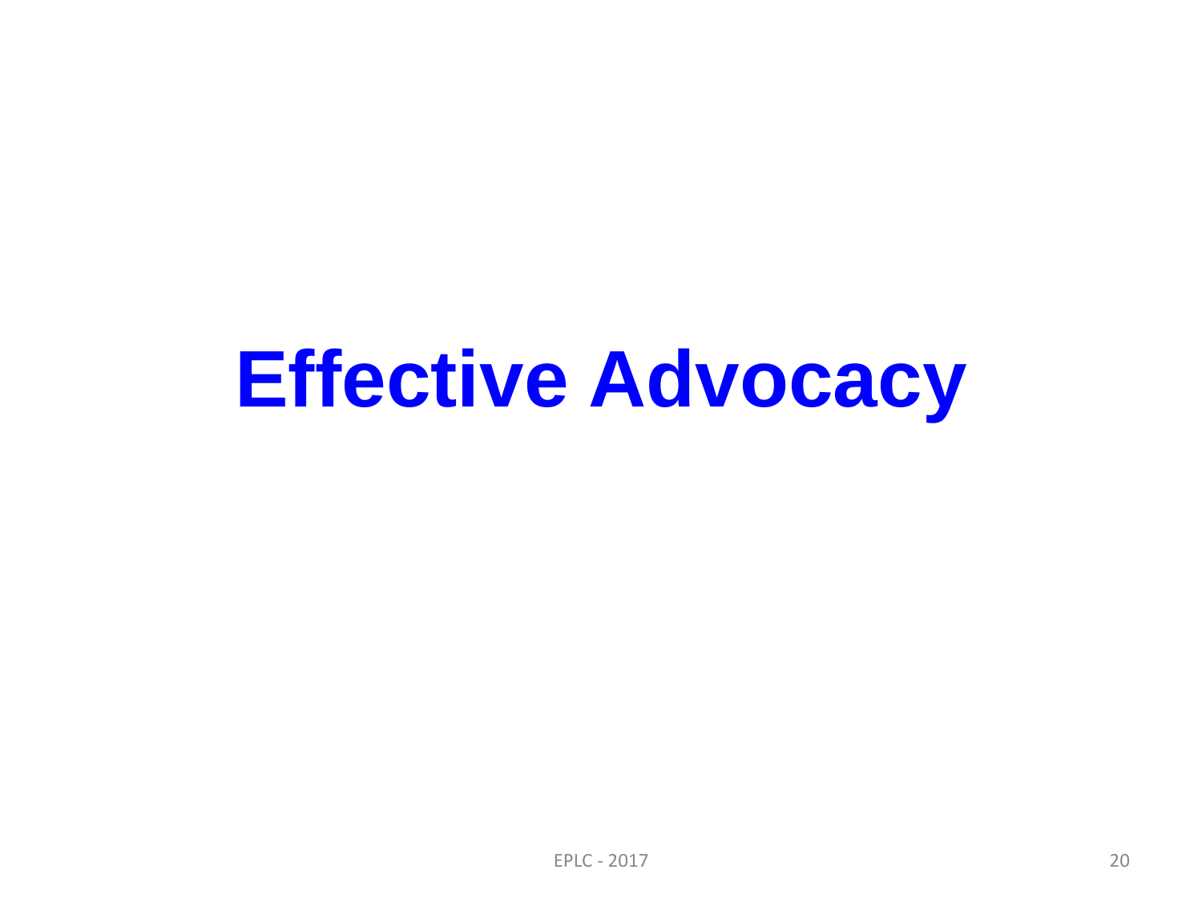# Effective Advocacy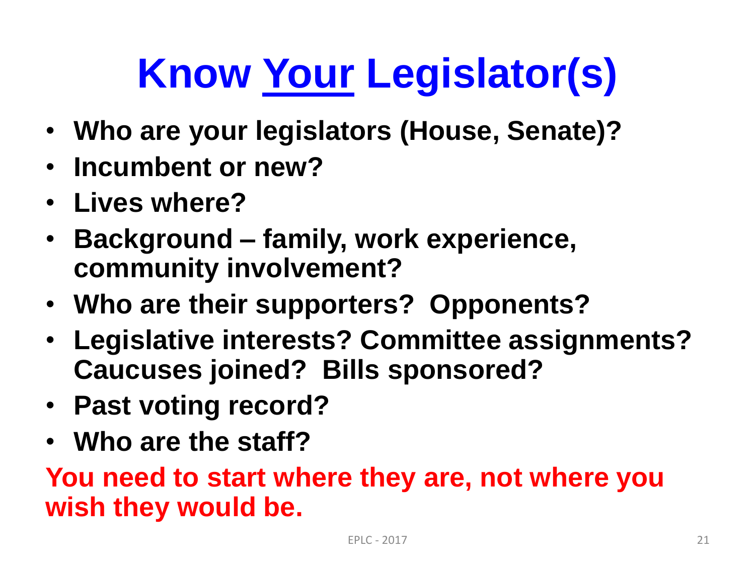# Know Your Legislator(s)

- **Who are your legislators (House, Senate)?**
- **Incumbent or new?**
- **Lives where?**
- **Background – family, work experience, community involvement?**
- **Who are their supporters? Opponents?**
- **Legislative interests? Committee assignments? Caucuses joined? Bills sponsored?**
- **Past voting record?**
- **Who are the staff?**

**You need to start where they are, not where you wish they would be.**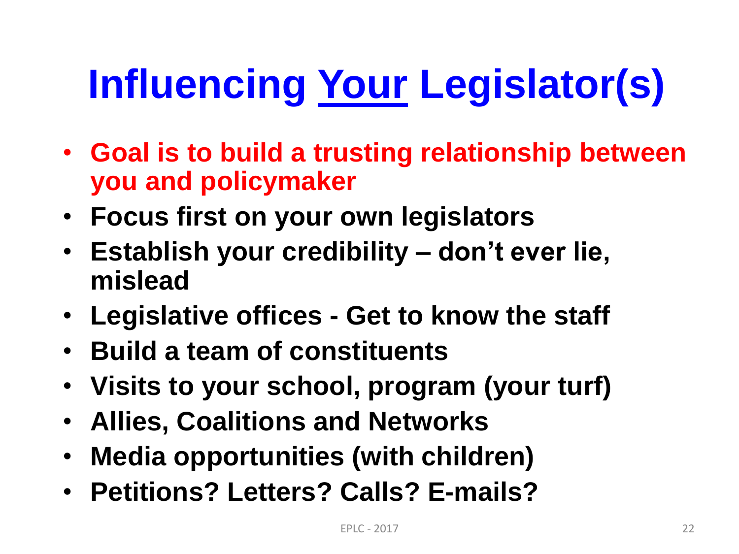# Influencing Your Legislator(s)

- **Goal is to build a trusting relationship between you and policymaker**
- **Focus first on your own legislators**
- **Establish your credibility – don't ever lie, mislead**
- **Legislative offices - Get to know the staff**
- **Build a team of constituents**
- **Visits to your school, program (your turf)**
- **Allies, Coalitions and Networks**
- **Media opportunities (with children)**
- **Petitions? Letters? Calls? E-mails?**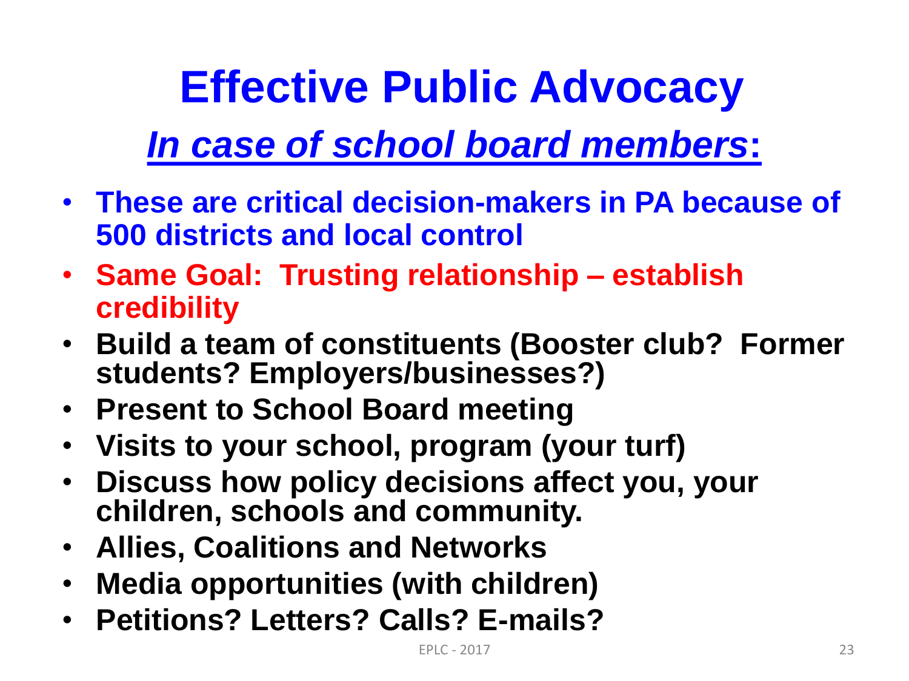# Effective Public Advocacy

## ***In case of school board members*:**

- **These are critical decision-makers in PA because of 500 districts and local control**
- **Same Goal: Trusting relationship – establish credibility**
- **Build a team of constituents (Booster club? Former students? Employers/businesses?)**
- **Present to School Board meeting**
- **Visits to your school, program (your turf)**
- **Discuss how policy decisions affect you, your children, schools and community.**
- **Allies, Coalitions and Networks**
- **Media opportunities (with children)**
- **Petitions? Letters? Calls? E-mails?**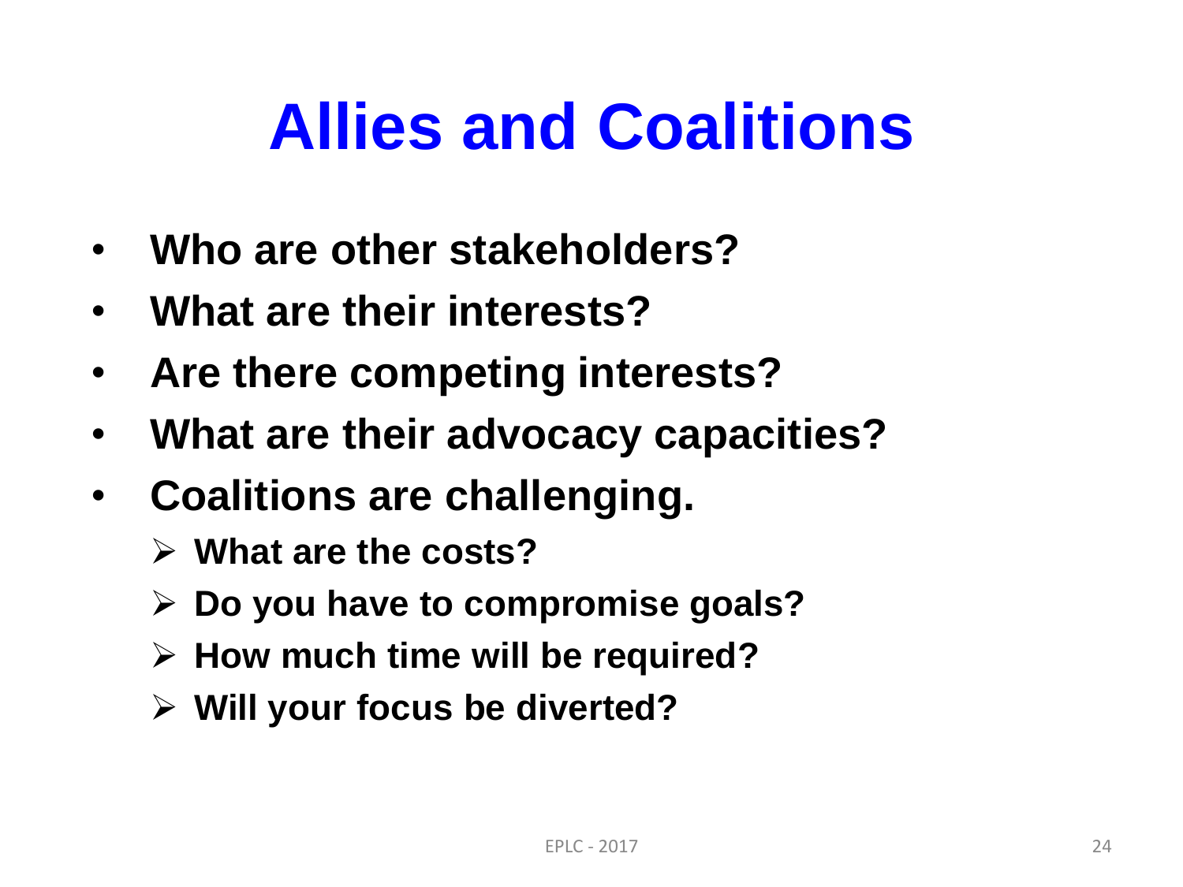# Allies and Coalitions

- **Who are other stakeholders?**
- **What are their interests?**
- **Are there competing interests?**
- **What are their advocacy capacities?**
- **Coalitions are challenging.**
  - **What are the costs?**
  - **Do you have to compromise goals?**
  - **How much time will be required?**
  - **Will your focus be diverted?**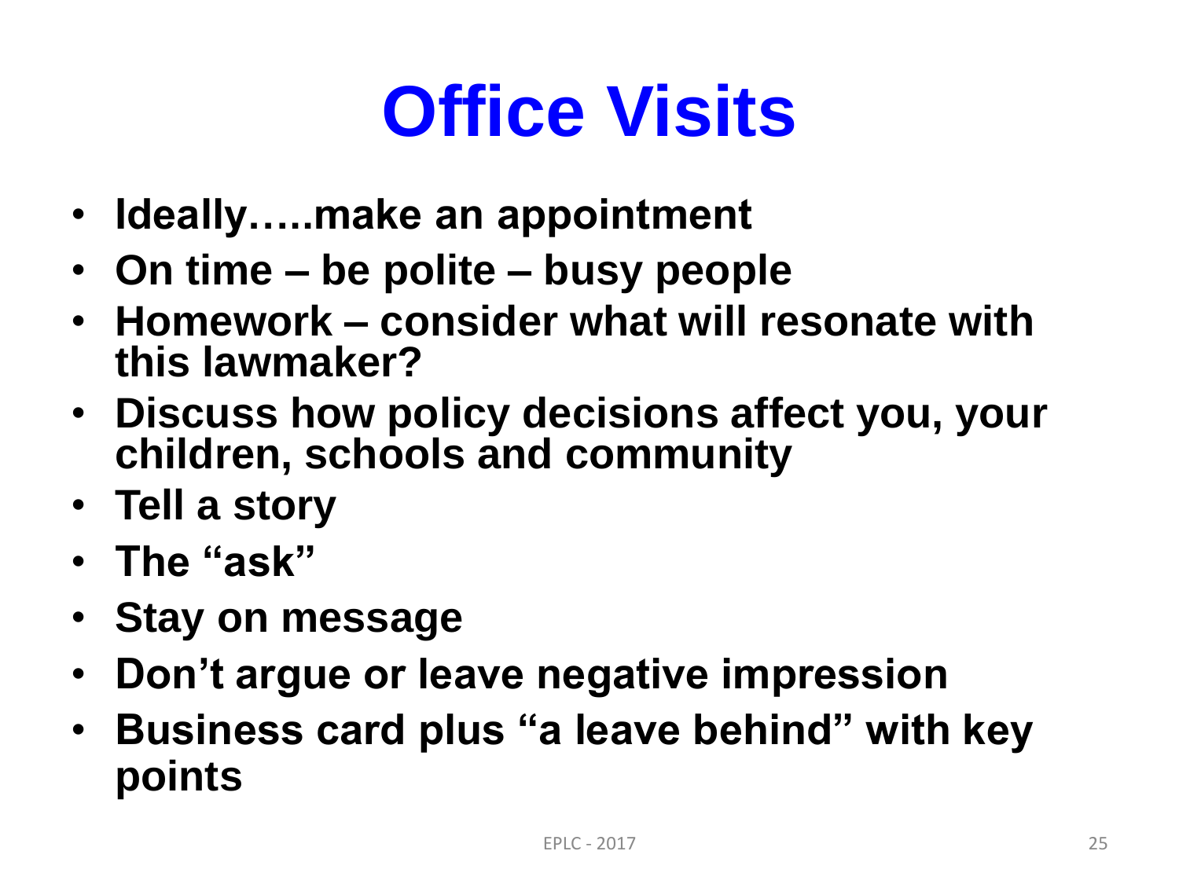# Office Visits

- **Ideally…..make an appointment**
- **On time – be polite – busy people**
- **Homework – consider what will resonate with this lawmaker?**
- **Discuss how policy decisions affect you, your children, schools and community**
- **Tell a story**
- **The "ask"**
- **Stay on message**
- **Don't argue or leave negative impression**
- **Business card plus "a leave behind" with key points**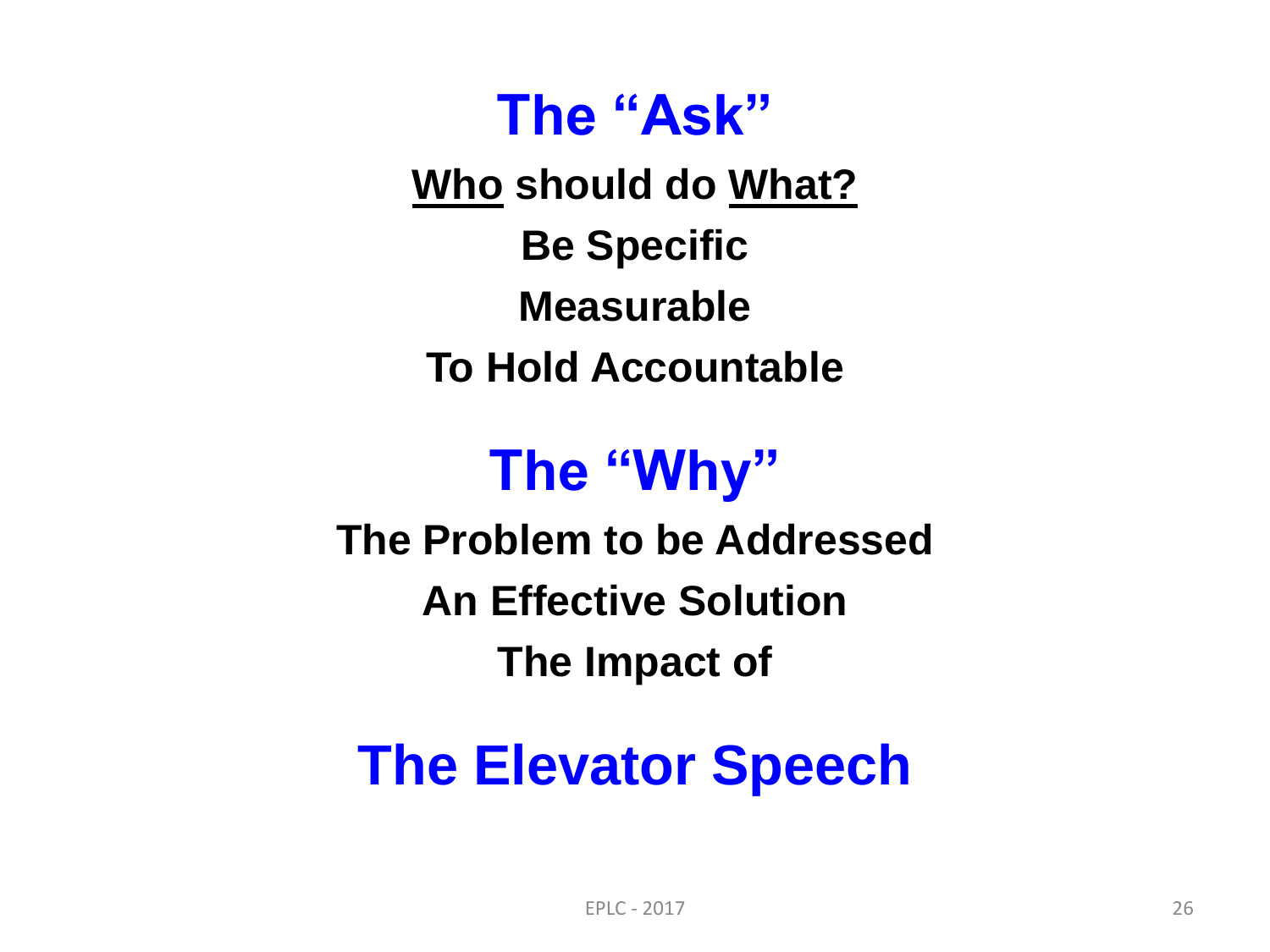## The "Ask"

**<u>Who</u> should do <u>What?</u>**

**Be Specific**

**Measurable**

**To Hold Accountable**

## The "Why"

**The Problem to be Addressed**

**An Effective Solution**

**The Impact of**

## The Elevator Speech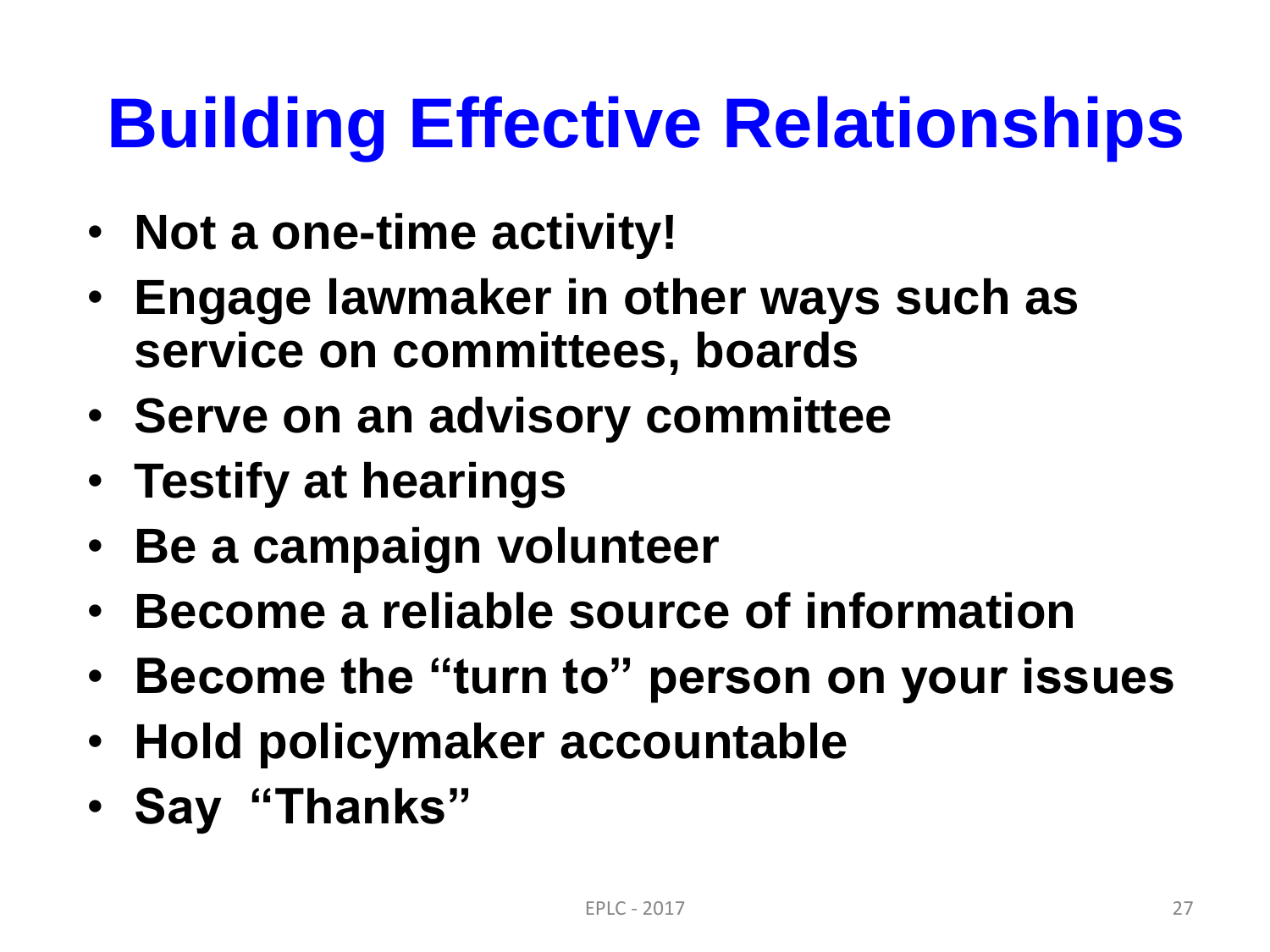# Building Effective Relationships

- **Not a one-time activity!**
- **Engage lawmaker in other ways such as service on committees, boards**
- **Serve on an advisory committee**
- **Testify at hearings**
- **Be a campaign volunteer**
- **Become a reliable source of information**
- **Become the "turn to" person on your issues**
- **Hold policymaker accountable**
- **Say "Thanks"**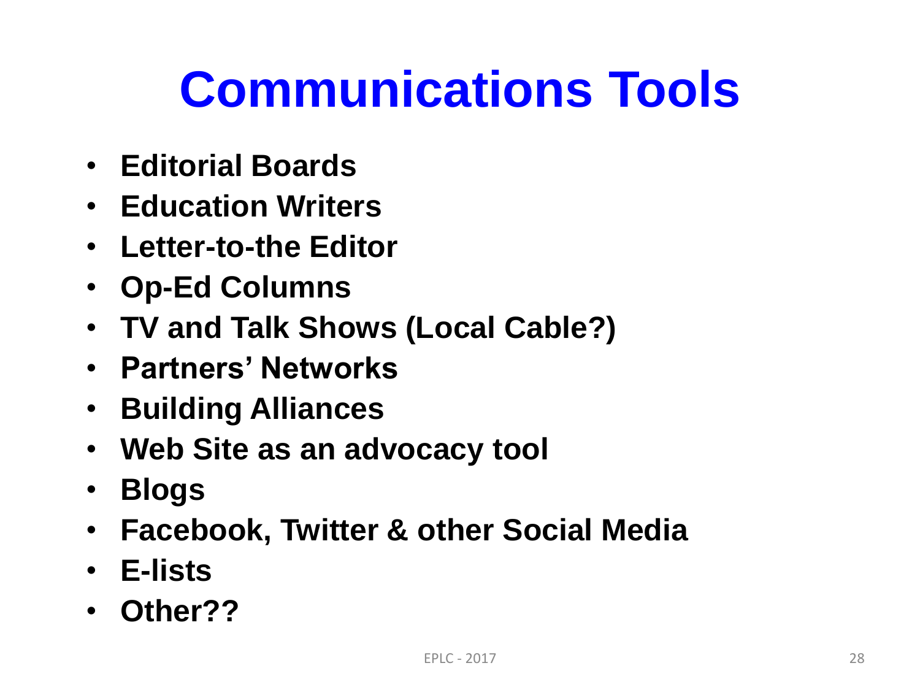# Communications Tools

- **Editorial Boards**
- **Education Writers**
- **Letter-to-the Editor**
- **Op-Ed Columns**
- **TV and Talk Shows (Local Cable?)**
- **Partners' Networks**
- **Building Alliances**
- **Web Site as an advocacy tool**
- **Blogs**
- **Facebook, Twitter & other Social Media**
- **E-lists**
- **Other??**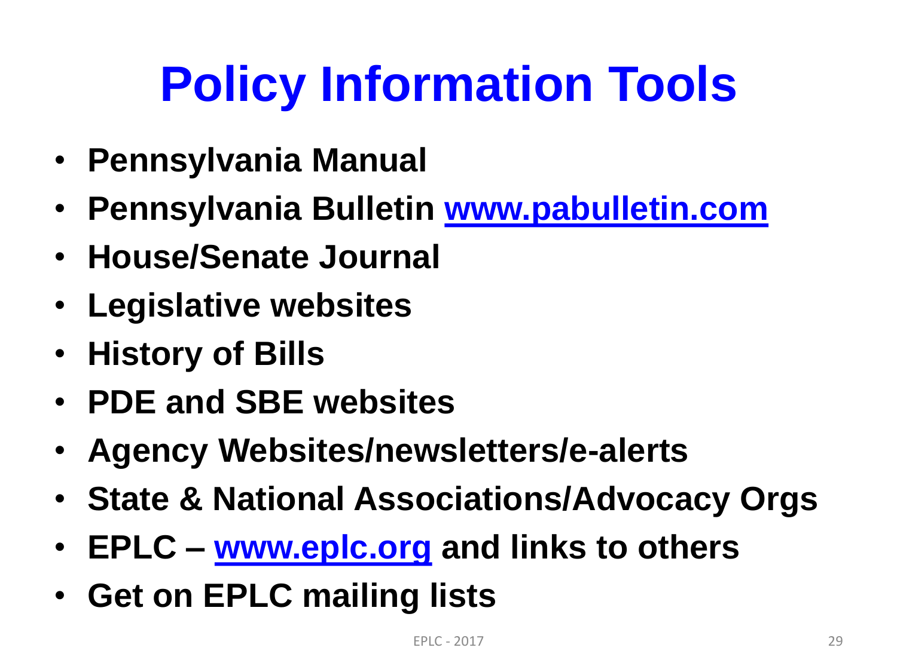# Policy Information Tools

- **Pennsylvania Manual**
- **Pennsylvania Bulletin [www.pabulletin.com](http://www.pabulletin.com)**
- **House/Senate Journal**
- **Legislative websites**
- **History of Bills**
- **PDE and SBE websites**
- **Agency Websites/newsletters/e-alerts**
- **State & National Associations/Advocacy Orgs**
- **EPLC – [www.eplc.org](http://www.eplc.org) and links to others**
- **Get on EPLC mailing lists**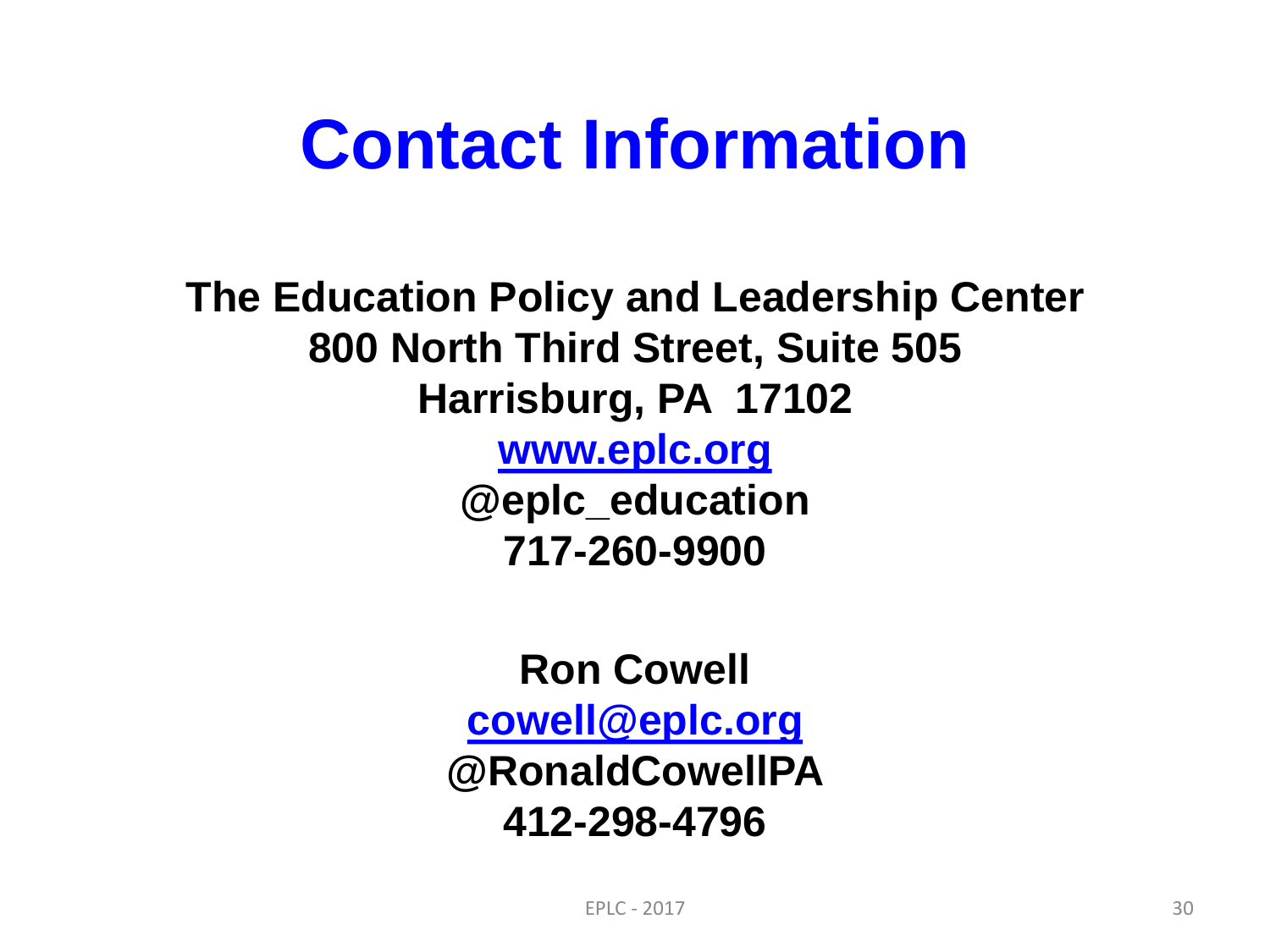# Contact Information

**The Education Policy and Leadership Center**
**800 North Third Street, Suite 505**
**Harrisburg, PA 17102**
**[www.eplc.org](http://www.eplc.org)**
**@eplc_education**
**717-260-9900**

**Ron Cowell**
**[cowell@eplc.org](mailto:cowell@eplc.org)**
**@RonaldCowellPA**
**412-298-4796**